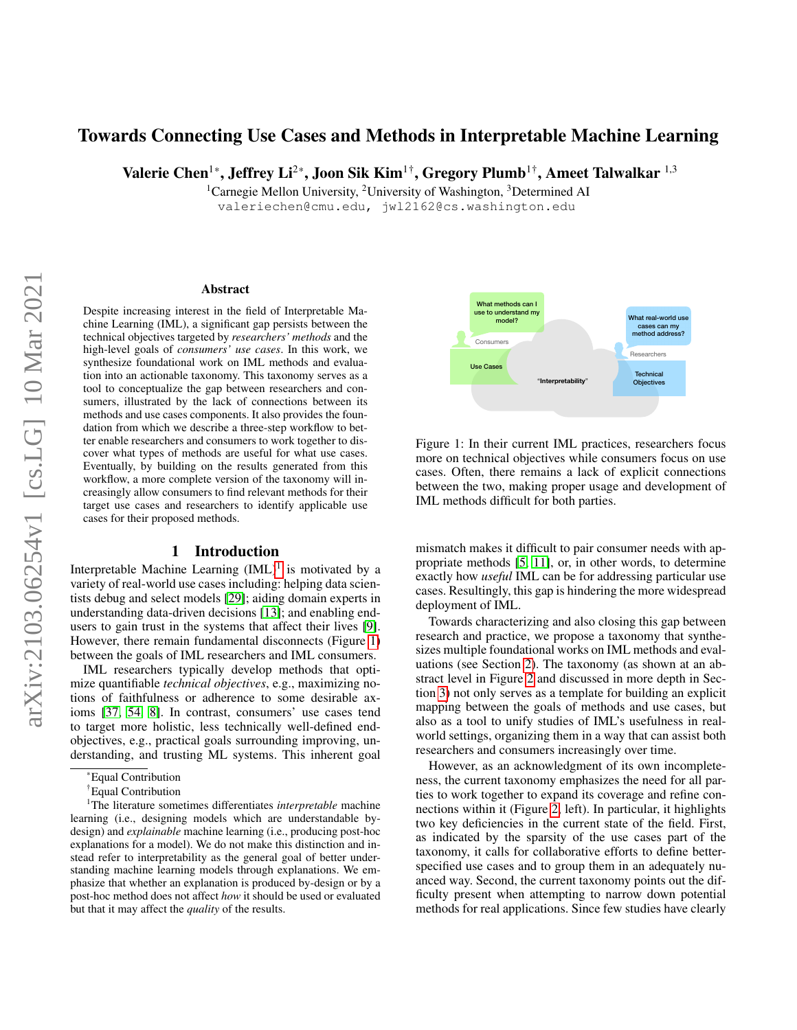# Towards Connecting Use Cases and Methods in Interpretable Machine Learning

**Valerie Chen**[1*], **Jeffrey Li**[2*], **Joon Sik Kim**[1†], **Gregory Plumb**[1†], **Ameet Talwalkar**[1,3]

[1]Carnegie Mellon University, [2]University of Washington, [3]Determined AI

valeriechen@cmu.edu, jwl2162@cs.washington.edu

## Abstract

Despite increasing interest in the field of Interpretable Machine Learning (IML), a significant gap persists between the technical objectives targeted by *researchers' methods* and the high-level goals of *consumers' use cases*. In this work, we synthesize foundational work on IML methods and evaluation into an actionable taxonomy. This taxonomy serves as a tool to conceptualize the gap between researchers and consumers, illustrated by the lack of connections between its methods and use cases components. It also provides the foundation from which we describe a three-step workflow to better enable researchers and consumers to work together to discover what types of methods are useful for what use cases. Eventually, by building on the results generated from this workflow, a more complete version of the taxonomy will increasingly allow consumers to find relevant methods for their target use cases and researchers to identify applicable use cases for their proposed methods.

Figure 1: In their current IML practices, researchers focus more on technical objectives while consumers focus on use cases. Often, there remains a lack of explicit connections between the two, making proper usage and development of IML methods difficult for both parties.

## 1 Introduction

Interpretable Machine Learning (IML)[1] is motivated by a variety of real-world use cases including: helping data scientists debug and select models [29]; aiding domain experts in understanding data-driven decisions [13]; and enabling end-users to gain trust in the systems that affect their lives [9]. However, there remain fundamental disconnects (Figure 1) between the goals of IML researchers and IML consumers.

IML researchers typically develop methods that optimize quantifiable *technical objectives*, e.g., maximizing notions of faithfulness or adherence to some desirable axioms [37, 54, 8]. In contrast, consumers' use cases tend to target more holistic, less technically well-defined end-objectives, e.g., practical goals surrounding improving, understanding, and trusting ML systems. This inherent goal mismatch makes it difficult to pair consumer needs with appropriate methods [5, 11], or, in other words, to determine exactly how *useful* IML can be for addressing particular use cases. Resultingly, this gap is hindering the more widespread deployment of IML.

Towards characterizing and also closing this gap between research and practice, we propose a taxonomy that synthesizes multiple foundational works on IML methods and evaluations (see Section 2). The taxonomy (as shown at an abstract level in Figure 2 and discussed in more depth in Section 3) not only serves as a template for building an explicit mapping between the goals of methods and use cases, but also as a tool to unify studies of IML's usefulness in real-world settings, organizing them in a way that can assist both researchers and consumers increasingly over time.

However, as an acknowledgment of its own incompleteness, the current taxonomy emphasizes the need for all parties to work together to expand its coverage and refine connections within it (Figure 2, left). In particular, it highlights two key deficiencies in the current state of the field. First, as indicated by the sparsity of the use cases part of the taxonomy, it calls for collaborative efforts to define better-specified use cases and to group them in an adequately nuanced way. Second, the current taxonomy points out the difficulty present when attempting to narrow down potential methods for real applications. Since few studies have clearly

*Equal Contribution

†Equal Contribution

[1]The literature sometimes differentiates *interpretable* machine learning (i.e., designing models which are understandable by-design) and *explainable* machine learning (i.e., producing post-hoc explanations for a model). We do not make this distinction and instead refer to interpretability as the general goal of better understanding machine learning models through explanations. We emphasize that whether an explanation is produced by-design or by a post-hoc method does not affect *how* it should be used or evaluated but that it may affect the *quality* of the results.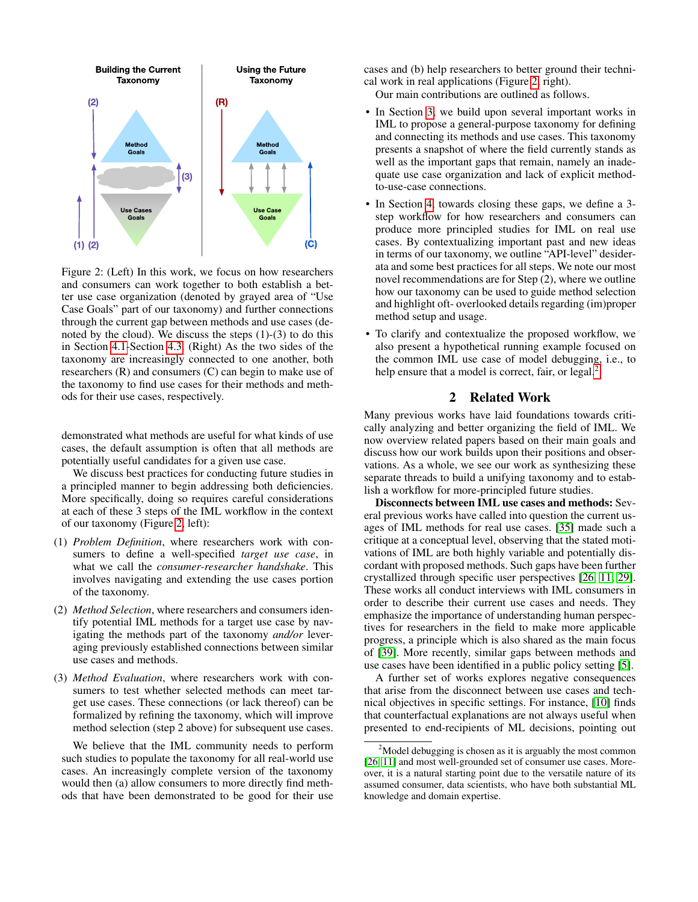Figure 2: (Left) In this work, we focus on how researchers and consumers can work together to both establish a better use case organization (denoted by grayed area of "Use Case Goals" part of our taxonomy) and further connections through the current gap between methods and use cases (denoted by the cloud). We discuss the steps (1)-(3) to do this in Section 4.1-Section 4.3. (Right) As the two sides of the taxonomy are increasingly connected to one another, both researchers (R) and consumers (C) can begin to make use of the taxonomy to find use cases for their methods and methods for their use cases, respectively.

demonstrated what methods are useful for what kinds of use cases, the default assumption is often that all methods are potentially useful candidates for a given use case.

We discuss best practices for conducting future studies in a principled manner to begin addressing both deficiencies. More specifically, doing so requires careful considerations at each of these 3 steps of the IML workflow in the context of our taxonomy (Figure 2, left):

(1) *Problem Definition*, where researchers work with consumers to define a well-specified *target use case*, in what we call the *consumer-researcher handshake*. This involves navigating and extending the use cases portion of the taxonomy.

(2) *Method Selection*, where researchers and consumers identify potential IML methods for a target use case by navigating the methods part of the taxonomy *and/or* leveraging previously established connections between similar use cases and methods.

(3) *Method Evaluation*, where researchers work with consumers to test whether selected methods can meet target use cases. These connections (or lack thereof) can be formalized by refining the taxonomy, which will improve method selection (step 2 above) for subsequent use cases.

We believe that the IML community needs to perform such studies to populate the taxonomy for all real-world use cases. An increasingly complete version of the taxonomy would then (a) allow consumers to more directly find methods that have been demonstrated to be good for their use cases and (b) help researchers to better ground their technical work in real applications (Figure 2, right).

Our main contributions are outlined as follows.

- In Section 3, we build upon several important works in IML to propose a general-purpose taxonomy for defining and connecting its methods and use cases. This taxonomy presents a snapshot of where the field currently stands as well as the important gaps that remain, namely an inadequate use case organization and lack of explicit method-to-use-case connections.
- In Section 4, towards closing these gaps, we define a 3-step workflow for how researchers and consumers can produce more principled studies for IML on real use cases. By contextualizing important past and new ideas in terms of our taxonomy, we outline "API-level" desiderata and some best practices for all steps. We note our most novel recommendations are for Step (2), where we outline how our taxonomy can be used to guide method selection and highlight oft- overlooked details regarding (im)proper method setup and usage.
- To clarify and contextualize the proposed workflow, we also present a hypothetical running example focused on the common IML use case of model debugging, i.e., to help ensure that a model is correct, fair, or legal.[2]

## 2 Related Work

Many previous works have laid foundations towards critically analyzing and better organizing the field of IML. We now overview related papers based on their main goals and discuss how our work builds upon their positions and observations. As a whole, we see our work as synthesizing these separate threads to build a unifying taxonomy and to establish a workflow for more-principled future studies.

**Disconnects between IML use cases and methods:** Several previous works have called into question the current usages of IML methods for real use cases. [35] made such a critique at a conceptual level, observing that the stated motivations of IML are both highly variable and potentially discordant with proposed methods. Such gaps have been further crystallized through specific user perspectives [26, 11, 29]. These works all conduct interviews with IML consumers in order to describe their current use cases and needs. They emphasize the importance of understanding human perspectives for researchers in the field to make more applicable progress, a principle which is also shared as the main focus of [39]. More recently, similar gaps between methods and use cases have been identified in a public policy setting [5].

A further set of works explores negative consequences that arise from the disconnect between use cases and technical objectives in specific settings. For instance, [10] finds that counterfactual explanations are not always useful when presented to end-recipients of ML decisions, pointing out

[2]Model debugging is chosen as it is arguably the most common [26, 11] and most well-grounded set of consumer use cases. Moreover, it is a natural starting point due to the versatile nature of its assumed consumer, data scientists, who have both substantial ML knowledge and domain expertise.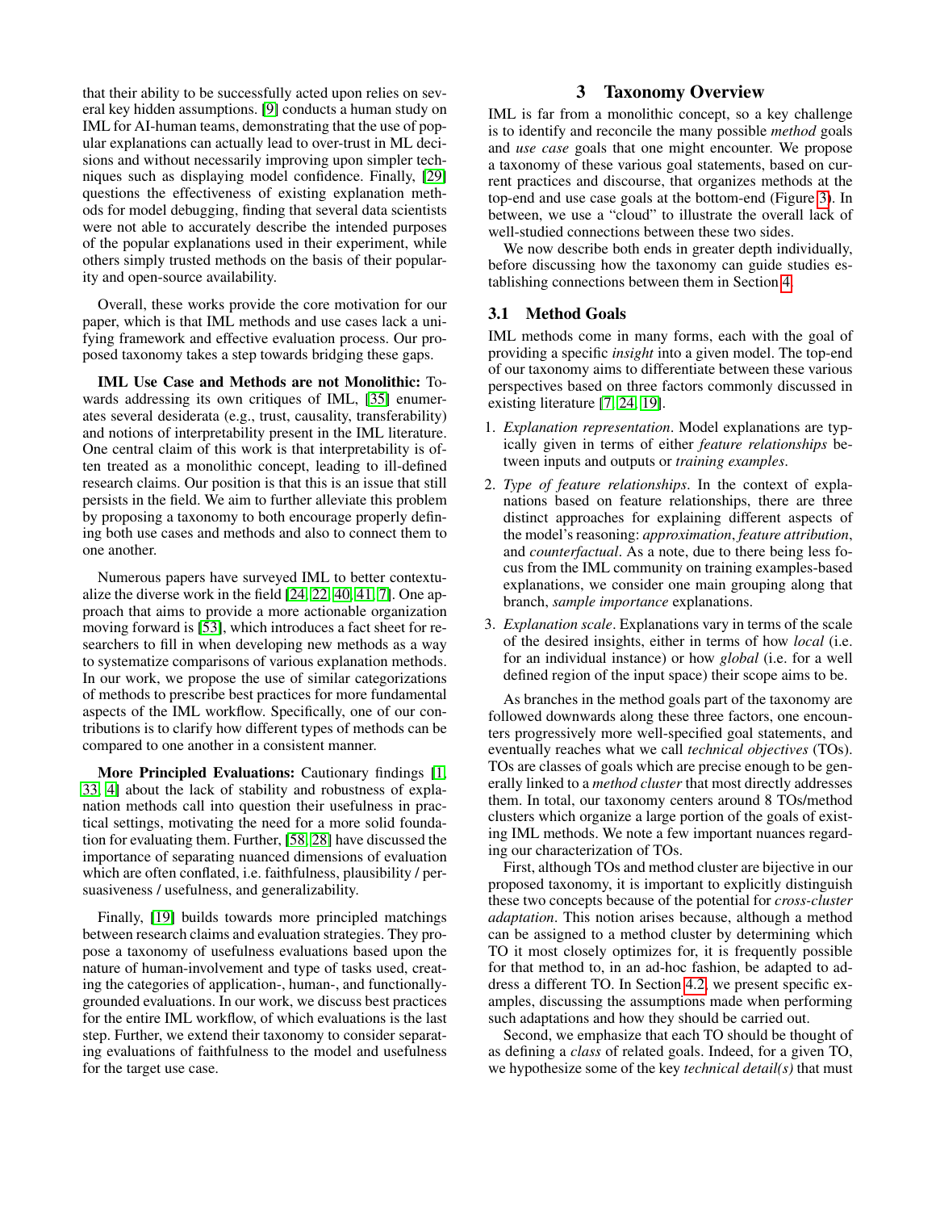that their ability to be successfully acted upon relies on several key hidden assumptions. [9] conducts a human study on IML for AI-human teams, demonstrating that the use of popular explanations can actually lead to over-trust in ML decisions and without necessarily improving upon simpler techniques such as displaying model confidence. Finally, [29] questions the effectiveness of existing explanation methods for model debugging, finding that several data scientists were not able to accurately describe the intended purposes of the popular explanations used in their experiment, while others simply trusted methods on the basis of their popularity and open-source availability.

Overall, these works provide the core motivation for our paper, which is that IML methods and use cases lack a unifying framework and effective evaluation process. Our proposed taxonomy takes a step towards bridging these gaps.

**IML Use Case and Methods are not Monolithic:** Towards addressing its own critiques of IML, [35] enumerates several desiderata (e.g., trust, causality, transferability) and notions of interpretability present in the IML literature. One central claim of this work is that interpretability is often treated as a monolithic concept, leading to ill-defined research claims. Our position is that this is an issue that still persists in the field. We aim to further alleviate this problem by proposing a taxonomy to both encourage properly defining both use cases and methods and also to connect them to one another.

Numerous papers have surveyed IML to better contextualize the diverse work in the field [24, 22, 40, 41, 7]. One approach that aims to provide a more actionable organization moving forward is [53], which introduces a fact sheet for researchers to fill in when developing new methods as a way to systematize comparisons of various explanation methods. In our work, we propose the use of similar categorizations of methods to prescribe best practices for more fundamental aspects of the IML workflow. Specifically, one of our contributions is to clarify how different types of methods can be compared to one another in a consistent manner.

**More Principled Evaluations:** Cautionary findings [1, 33, 4] about the lack of stability and robustness of explanation methods call into question their usefulness in practical settings, motivating the need for a more solid foundation for evaluating them. Further, [58, 28] have discussed the importance of separating nuanced dimensions of evaluation which are often conflated, i.e. faithfulness, plausibility / persuasiveness / usefulness, and generalizability.

Finally, [19] builds towards more principled matchings between research claims and evaluation strategies. They propose a taxonomy of usefulness evaluations based upon the nature of human-involvement and type of tasks used, creating the categories of application-, human-, and functionally-grounded evaluations. In our work, we discuss best practices for the entire IML workflow, of which evaluations is the last step. Further, we extend their taxonomy to consider separating evaluations of faithfulness to the model and usefulness for the target use case.

# 3 Taxonomy Overview

IML is far from a monolithic concept, so a key challenge is to identify and reconcile the many possible *method* goals and *use case* goals that one might encounter. We propose a taxonomy of these various goal statements, based on current practices and discourse, that organizes methods at the top-end and use case goals at the bottom-end (Figure 3). In between, we use a "cloud" to illustrate the overall lack of well-studied connections between these two sides.

We now describe both ends in greater depth individually, before discussing how the taxonomy can guide studies establishing connections between them in Section 4.

## 3.1 Method Goals

IML methods come in many forms, each with the goal of providing a specific *insight* into a given model. The top-end of our taxonomy aims to differentiate between these various perspectives based on three factors commonly discussed in existing literature [7, 24, 19].

1. *Explanation representation*. Model explanations are typically given in terms of either *feature relationships* between inputs and outputs or *training examples*.
2. *Type of feature relationships*. In the context of explanations based on feature relationships, there are three distinct approaches for explaining different aspects of the model's reasoning: *approximation*, *feature attribution*, and *counterfactual*. As a note, due to there being less focus from the IML community on training examples-based explanations, we consider one main grouping along that branch, *sample importance* explanations.
3. *Explanation scale*. Explanations vary in terms of the scale of the desired insights, either in terms of how *local* (i.e. for an individual instance) or how *global* (i.e. for a well defined region of the input space) their scope aims to be.

As branches in the method goals part of the taxonomy are followed downwards along these three factors, one encounters progressively more well-specified goal statements, and eventually reaches what we call *technical objectives* (TOs). TOs are classes of goals which are precise enough to be generally linked to a *method cluster* that most directly addresses them. In total, our taxonomy centers around 8 TOs/method clusters which organize a large portion of the goals of existing IML methods. We note a few important nuances regarding our characterization of TOs.

First, although TOs and method cluster are bijective in our proposed taxonomy, it is important to explicitly distinguish these two concepts because of the potential for *cross-cluster adaptation*. This notion arises because, although a method can be assigned to a method cluster by determining which TO it most closely optimizes for, it is frequently possible for that method to, in an ad-hoc fashion, be adapted to address a different TO. In Section 4.2, we present specific examples, discussing the assumptions made when performing such adaptations and how they should be carried out.

Second, we emphasize that each TO should be thought of as defining a *class* of related goals. Indeed, for a given TO, we hypothesize some of the key *technical detail(s)* that must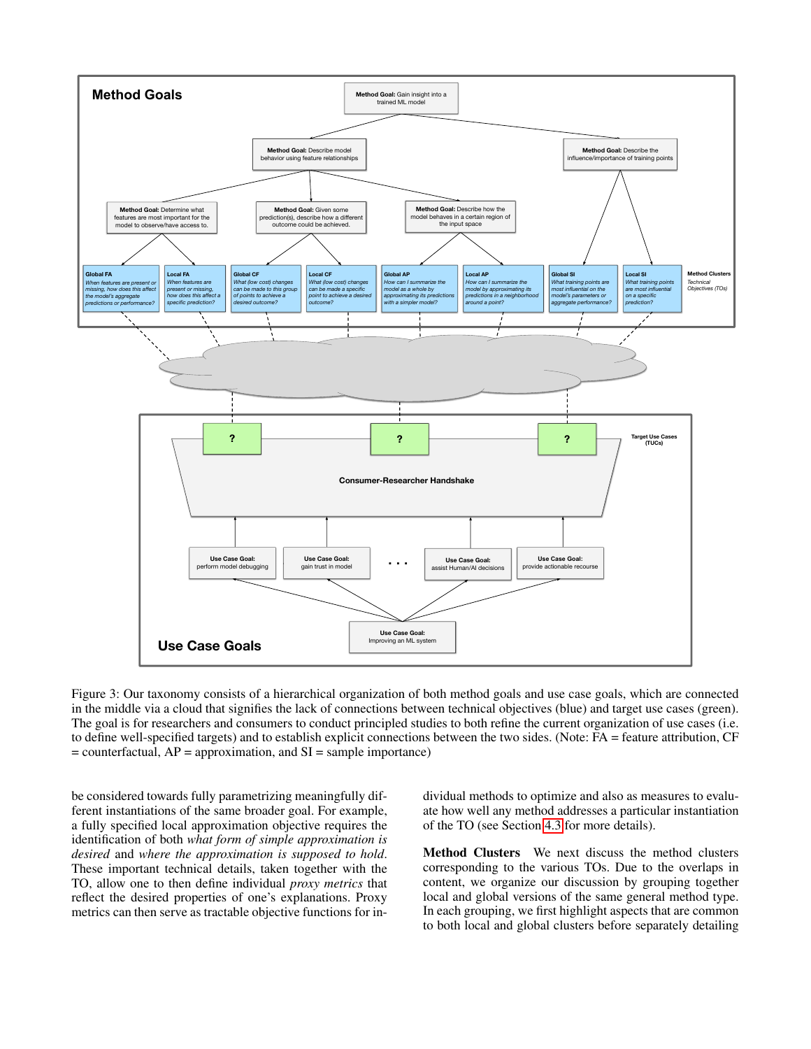Figure 3: Our taxonomy consists of a hierarchical organization of both method goals and use case goals, which are connected in the middle via a cloud that signifies the lack of connections between technical objectives (blue) and target use cases (green). The goal is for researchers and consumers to conduct principled studies to both refine the current organization of use cases (i.e. to define well-specified targets) and to establish explicit connections between the two sides. (Note: FA = feature attribution, CF = counterfactual, AP = approximation, and SI = sample importance)

be considered towards fully parametrizing meaningfully different instantiations of the same broader goal. For example, a fully specified local approximation objective requires the identification of both *what form of simple approximation is desired* and *where the approximation is supposed to hold*. These important technical details, taken together with the TO, allow one to then define individual *proxy metrics* that reflect the desired properties of one's explanations. Proxy metrics can then serve as tractable objective functions for individual methods to optimize and also as measures to evaluate how well any method addresses a particular instantiation of the TO (see Section 4.3 for more details).

**Method Clusters** We next discuss the method clusters corresponding to the various TOs. Due to the overlaps in content, we organize our discussion by grouping together local and global versions of the same general method type. In each grouping, we first highlight aspects that are common to both local and global clusters before separately detailing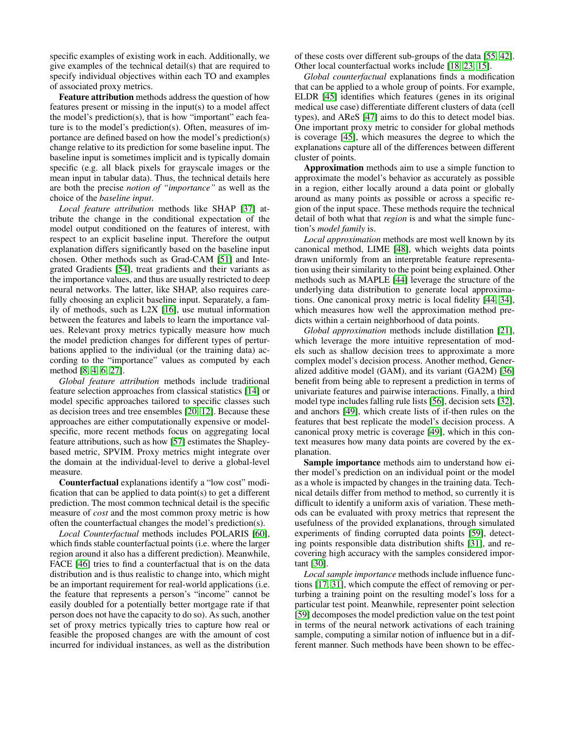specific examples of existing work in each. Additionally, we give examples of the technical detail(s) that are required to specify individual objectives within each TO and examples of associated proxy metrics.

**Feature attribution** methods address the question of how features present or missing in the input(s) to a model affect the model's prediction(s), that is how "important" each feature is to the model's prediction(s). Often, measures of importance are defined based on how the model's prediction(s) change relative to its prediction for some baseline input. The baseline input is sometimes implicit and is typically domain specific (e.g. all black pixels for grayscale images or the mean input in tabular data). Thus, the technical details here are both the precise *notion of "importance"* as well as the choice of the *baseline input*.

*Local feature attribution* methods like SHAP [37] attribute the change in the conditional expectation of the model output conditioned on the features of interest, with respect to an explicit baseline input. Therefore the output explanation differs significantly based on the baseline input chosen. Other methods such as Grad-CAM [51] and Integrated Gradients [54], treat gradients and their variants as the importance values, and thus are usually restricted to deep neural networks. The latter, like SHAP, also requires carefully choosing an explicit baseline input. Separately, a family of methods, such as L2X [16], use mutual information between the features and labels to learn the importance values. Relevant proxy metrics typically measure how much the model prediction changes for different types of perturbations applied to the individual (or the training data) according to the "importance" values as computed by each method [8, 4, 6, 27].

*Global feature attribution* methods include traditional feature selection approaches from classical statistics [14] or model specific approaches tailored to specific classes such as decision trees and tree ensembles [20, 12]. Because these approaches are either computationally expensive or model-specific, more recent methods focus on aggregating local feature attributions, such as how [57] estimates the Shapley-based metric, SPVIM. Proxy metrics might integrate over the domain at the individual-level to derive a global-level measure.

**Counterfactual** explanations identify a "low cost" modification that can be applied to data point(s) to get a different prediction. The most common technical detail is the specific measure of *cost* and the most common proxy metric is how often the counterfactual changes the model's prediction(s).

*Local Counterfactual* methods includes POLARIS [60], which finds stable counterfactual points (i.e. where the larger region around it also has a different prediction). Meanwhile, FACE [46] tries to find a counterfactual that is on the data distribution and is thus realistic to change into, which might be an important requirement for real-world applications (i.e. the feature that represents a person's "income" cannot be easily doubled for a potentially better mortgage rate if that person does not have the capacity to do so). As such, another set of proxy metrics typically tries to capture how real or feasible the proposed changes are with the amount of cost incurred for individual instances, as well as the distribution of these costs over different sub-groups of the data [55, 42]. Other local counterfactual works include [18, 23, 15].

*Global counterfactual* explanations finds a modification that can be applied to a whole group of points. For example, ELDR [45] identifies which features (genes in its original medical use case) differentiate different clusters of data (cell types), and AReS [47] aims to do this to detect model bias. One important proxy metric to consider for global methods is coverage [45], which measures the degree to which the explanations capture all of the differences between different cluster of points.

**Approximation** methods aim to use a simple function to approximate the model's behavior as accurately as possible in a region, either locally around a data point or globally around as many points as possible or across a specific region of the input space. These methods require the technical detail of both what that *region* is and what the simple function's *model family* is.

*Local approximation* methods are most well known by its canonical method, LIME [48], which weights data points drawn uniformly from an interpretable feature representation using their similarity to the point being explained. Other methods such as MAPLE [44] leverage the structure of the underlying data distribution to generate local approximations. One canonical proxy metric is local fidelity [44, 34], which measures how well the approximation method predicts within a certain neighborhood of data points.

*Global approximation* methods include distillation [21], which leverage the more intuitive representation of models such as shallow decision trees to approximate a more complex model's decision process. Another method, Generalized additive model (GAM), and its variant (GA2M) [36] benefit from being able to represent a prediction in terms of univariate features and pairwise interactions. Finally, a third model type includes falling rule lists [56], decision sets [32], and anchors [49], which create lists of if-then rules on the features that best replicate the model's decision process. A canonical proxy metric is coverage [49], which in this context measures how many data points are covered by the explanation.

**Sample importance** methods aim to understand how either model's prediction on an individual point or the model as a whole is impacted by changes in the training data. Technical details differ from method to method, so currently it is difficult to identify a uniform axis of variation. These methods can be evaluated with proxy metrics that represent the usefulness of the provided explanations, through simulated experiments of finding corrupted data points [59], detecting points responsible data distribution shifts [31], and recovering high accuracy with the samples considered important [30].

*Local sample importance* methods include influence functions [17, 31], which compute the effect of removing or perturbing a training point on the resulting model's loss for a particular test point. Meanwhile, representer point selection [59] decomposes the model prediction value on the test point in terms of the neural network activations of each training sample, computing a similar notion of influence but in a different manner. Such methods have been shown to be effec-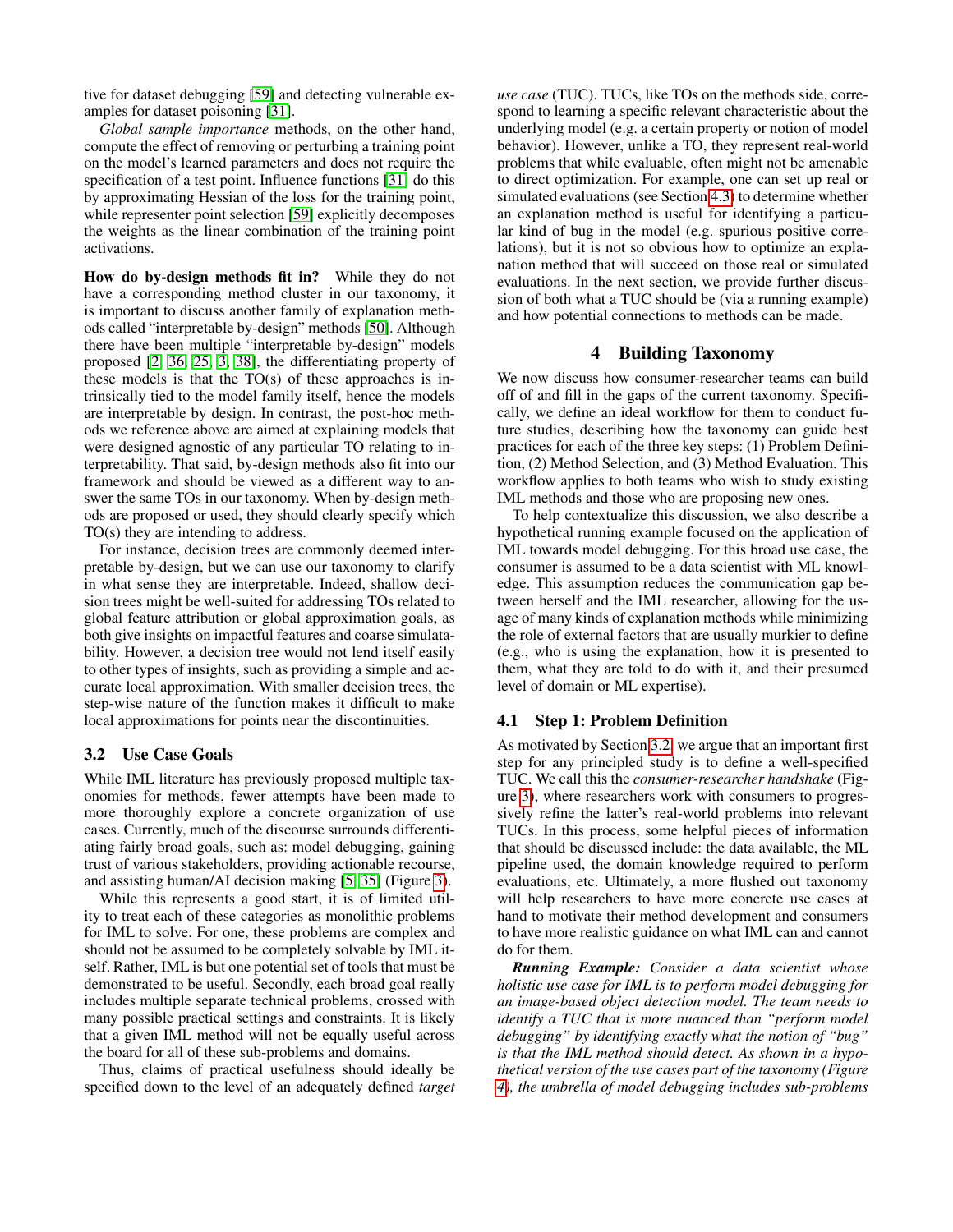tive for dataset debugging [59] and detecting vulnerable examples for dataset poisoning [31].

*Global sample importance* methods, on the other hand, compute the effect of removing or perturbing a training point on the model's learned parameters and does not require the specification of a test point. Influence functions [31] do this by approximating Hessian of the loss for the training point, while representer point selection [59] explicitly decomposes the weights as the linear combination of the training point activations.

**How do by-design methods fit in?** While they do not have a corresponding method cluster in our taxonomy, it is important to discuss another family of explanation methods called "interpretable by-design" methods [50]. Although there have been multiple "interpretable by-design" models proposed [2, 36, 25, 3, 38], the differentiating property of these models is that the TO(s) of these approaches is intrinsically tied to the model family itself, hence the models are interpretable by design. In contrast, the post-hoc methods we reference above are aimed at explaining models that were designed agnostic of any particular TO relating to interpretability. That said, by-design methods also fit into our framework and should be viewed as a different way to answer the same TOs in our taxonomy. When by-design methods are proposed or used, they should clearly specify which TO(s) they are intending to address.

For instance, decision trees are commonly deemed interpretable by-design, but we can use our taxonomy to clarify in what sense they are interpretable. Indeed, shallow decision trees might be well-suited for addressing TOs related to global feature attribution or global approximation goals, as both give insights on impactful features and coarse simulatability. However, a decision tree would not lend itself easily to other types of insights, such as providing a simple and accurate local approximation. With smaller decision trees, the step-wise nature of the function makes it difficult to make local approximations for points near the discontinuities.

### 3.2 Use Case Goals

While IML literature has previously proposed multiple taxonomies for methods, fewer attempts have been made to more thoroughly explore a concrete organization of use cases. Currently, much of the discourse surrounds differentiating fairly broad goals, such as: model debugging, gaining trust of various stakeholders, providing actionable recourse, and assisting human/AI decision making [5, 35] (Figure 3).

While this represents a good start, it is of limited utility to treat each of these categories as monolithic problems for IML to solve. For one, these problems are complex and should not be assumed to be completely solvable by IML itself. Rather, IML is but one potential set of tools that must be demonstrated to be useful. Secondly, each broad goal really includes multiple separate technical problems, crossed with many possible practical settings and constraints. It is likely that a given IML method will not be equally useful across the board for all of these sub-problems and domains.

Thus, claims of practical usefulness should ideally be specified down to the level of an adequately defined *target use case* (TUC). TUCs, like TOs on the methods side, correspond to learning a specific relevant characteristic about the underlying model (e.g. a certain property or notion of model behavior). However, unlike a TO, they represent real-world problems that while evaluable, often might not be amenable to direct optimization. For example, one can set up real or simulated evaluations (see Section 4.3) to determine whether an explanation method is useful for identifying a particular kind of bug in the model (e.g. spurious positive correlations), but it is not so obvious how to optimize an explanation method that will succeed on those real or simulated evaluations. In the next section, we provide further discussion of both what a TUC should be (via a running example) and how potential connections to methods can be made.

## 4 Building Taxonomy

We now discuss how consumer-researcher teams can build off of and fill in the gaps of the current taxonomy. Specifically, we define an ideal workflow for them to conduct future studies, describing how the taxonomy can guide best practices for each of the three key steps: (1) Problem Definition, (2) Method Selection, and (3) Method Evaluation. This workflow applies to both teams who wish to study existing IML methods and those who are proposing new ones.

To help contextualize this discussion, we also describe a hypothetical running example focused on the application of IML towards model debugging. For this broad use case, the consumer is assumed to be a data scientist with ML knowledge. This assumption reduces the communication gap between herself and the IML researcher, allowing for the usage of many kinds of explanation methods while minimizing the role of external factors that are usually murkier to define (e.g., who is using the explanation, how it is presented to them, what they are told to do with it, and their presumed level of domain or ML expertise).

### 4.1 Step 1: Problem Definition

As motivated by Section 3.2, we argue that an important first step for any principled study is to define a well-specified TUC. We call this the *consumer-researcher handshake* (Figure 3), where researchers work with consumers to progressively refine the latter's real-world problems into relevant TUCs. In this process, some helpful pieces of information that should be discussed include: the data available, the ML pipeline used, the domain knowledge required to perform evaluations, etc. Ultimately, a more flushed out taxonomy will help researchers to have more concrete use cases at hand to motivate their method development and consumers to have more realistic guidance on what IML can and cannot do for them.

***Running Example:*** *Consider a data scientist whose holistic use case for IML is to perform model debugging for an image-based object detection model. The team needs to identify a TUC that is more nuanced than "perform model debugging" by identifying exactly what the notion of "bug" is that the IML method should detect. As shown in a hypothetical version of the use cases part of the taxonomy (Figure 4), the umbrella of model debugging includes sub-problems*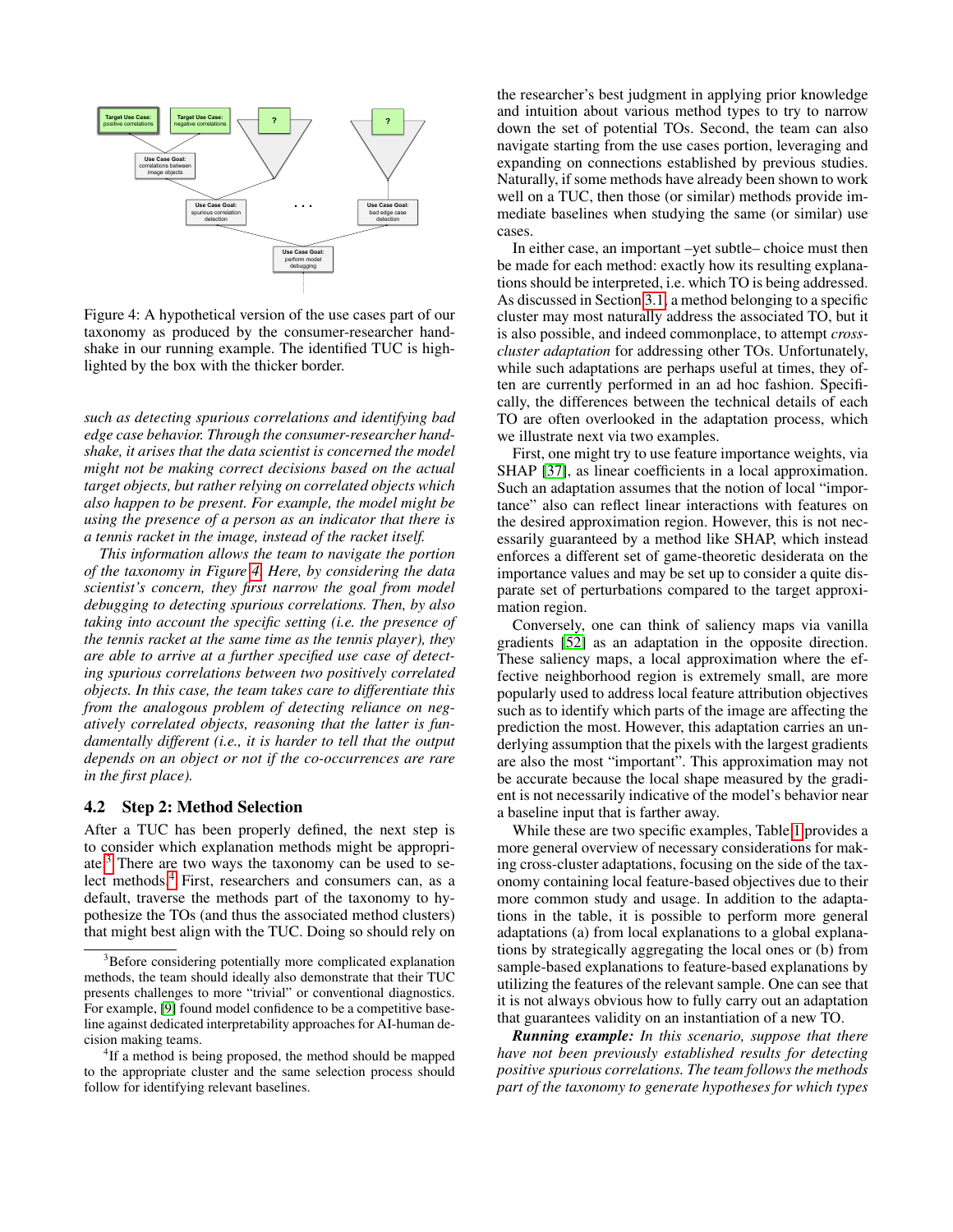Figure 4: A hypothetical version of the use cases part of our taxonomy as produced by the consumer-researcher handshake in our running example. The identified TUC is highlighted by the box with the thicker border.

*such as detecting spurious correlations and identifying bad edge case behavior. Through the consumer-researcher handshake, it arises that the data scientist is concerned the model might not be making correct decisions based on the actual target objects, but rather relying on correlated objects which also happen to be present. For example, the model might be using the presence of a person as an indicator that there is a tennis racket in the image, instead of the racket itself.*

*This information allows the team to navigate the portion of the taxonomy in Figure 4. Here, by considering the data scientist's concern, they first narrow the goal from model debugging to detecting spurious correlations. Then, by also taking into account the specific setting (i.e. the presence of the tennis racket at the same time as the tennis player), they are able to arrive at a further specified use case of detecting spurious correlations between two positively correlated objects. In this case, the team takes care to differentiate this from the analogous problem of detecting reliance on negatively correlated objects, reasoning that the latter is fundamentally different (i.e., it is harder to tell that the output depends on an object or not if the co-occurrences are rare in the first place).*

### 4.2 Step 2: Method Selection

After a TUC has been properly defined, the next step is to consider which explanation methods might be appropriate.[3] There are two ways the taxonomy can be used to select methods.[4] First, researchers and consumers can, as a default, traverse the methods part of the taxonomy to hypothesize the TOs (and thus the associated method clusters) that might best align with the TUC. Doing so should rely on the researcher's best judgment in applying prior knowledge and intuition about various method types to try to narrow down the set of potential TOs. Second, the team can also navigate starting from the use cases portion, leveraging and expanding on connections established by previous studies. Naturally, if some methods have already been shown to work well on a TUC, then those (or similar) methods provide immediate baselines when studying the same (or similar) use cases.

In either case, an important –yet subtle– choice must then be made for each method: exactly how its resulting explanations should be interpreted, i.e. which TO is being addressed. As discussed in Section 3.1, a method belonging to a specific cluster may most naturally address the associated TO, but it is also possible, and indeed commonplace, to attempt *cross-cluster adaptation* for addressing other TOs. Unfortunately, while such adaptations are perhaps useful at times, they often are currently performed in an ad hoc fashion. Specifically, the differences between the technical details of each TO are often overlooked in the adaptation process, which we illustrate next via two examples.

First, one might try to use feature importance weights, via SHAP [37], as linear coefficients in a local approximation. Such an adaptation assumes that the notion of local "importance" also can reflect linear interactions with features on the desired approximation region. However, this is not necessarily guaranteed by a method like SHAP, which instead enforces a different set of game-theoretic desiderata on the importance values and may be set up to consider a quite disparate set of perturbations compared to the target approximation region.

Conversely, one can think of saliency maps via vanilla gradients [52] as an adaptation in the opposite direction. These saliency maps, a local approximation where the effective neighborhood region is extremely small, are more popularly used to address local feature attribution objectives such as to identify which parts of the image are affecting the prediction the most. However, this adaptation carries an underlying assumption that the pixels with the largest gradients are also the most "important". This approximation may not be accurate because the local shape measured by the gradient is not necessarily indicative of the model's behavior near a baseline input that is farther away.

While these are two specific examples, Table 1 provides a more general overview of necessary considerations for making cross-cluster adaptations, focusing on the side of the taxonomy containing local feature-based objectives due to their more common study and usage. In addition to the adaptations in the table, it is possible to perform more general adaptations (a) from local explanations to a global explanations by strategically aggregating the local ones or (b) from sample-based explanations to feature-based explanations by utilizing the features of the relevant sample. One can see that it is not always obvious how to fully carry out an adaptation that guarantees validity on an instantiation of a new TO.

***Running example:*** *In this scenario, suppose that there have not been previously established results for detecting positive spurious correlations. The team follows the methods part of the taxonomy to generate hypotheses for which types*

[3] Before considering potentially more complicated explanation methods, the team should ideally also demonstrate that their TUC presents challenges to more "trivial" or conventional diagnostics. For example, [9] found model confidence to be a competitive baseline against dedicated interpretability approaches for AI-human decision making teams.

[4] If a method is being proposed, the method should be mapped to the appropriate cluster and the same selection process should follow for identifying relevant baselines.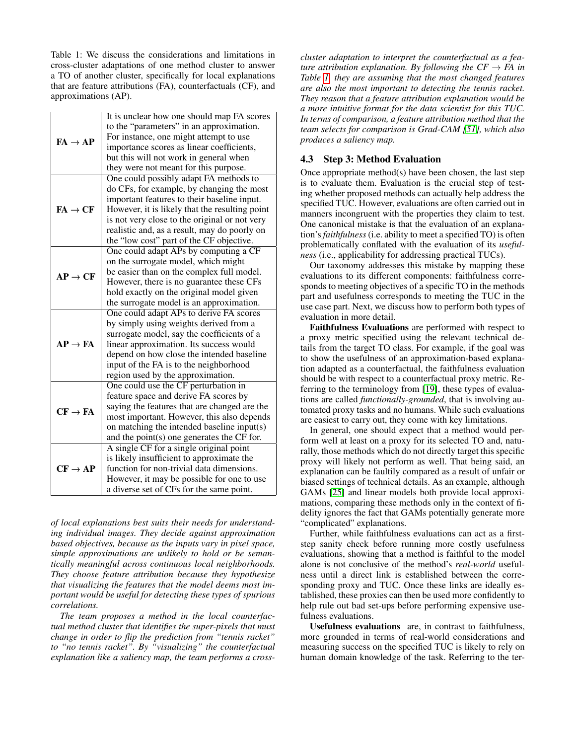Table 1: We discuss the considerations and limitations in cross-cluster adaptations of one method cluster to answer a TO of another cluster, specifically for local explanations that are feature attributions (FA), counterfactuals (CF), and approximations (AP).

| | |
|---|---|
| **FA → AP** | It is unclear how one should map FA scores to the "parameters" in an approximation. For instance, one might attempt to use importance scores as linear coefficients, but this will not work in general when they were not meant for this purpose. |
| **FA → CF** | One could possibly adapt FA methods to do CFs, for example, by changing the most important features to their baseline input. However, it is likely that the resulting point is not very close to the original or not very realistic and, as a result, may do poorly on the "low cost" part of the CF objective. |
| **AP → CF** | One could adapt APs by computing a CF on the surrogate model, which might be easier than on the complex full model. However, there is no guarantee these CFs hold exactly on the original model given the surrogate model is an approximation. |
| **AP → FA** | One could adapt APs to derive FA scores by simply using weights derived from a surrogate model, say the coefficients of a linear approximation. Its success would depend on how close the intended baseline input of the FA is to the neighborhood region used by the approximation. |
| **CF → FA** | One could use the CF perturbation in feature space and derive FA scores by saying the features that are changed are the most important. However, this also depends on matching the intended baseline input(s) and the point(s) one generates the CF for. |
| **CF → AP** | A single CF for a single original point is likely insufficient to approximate the function for non-trivial data dimensions. However, it may be possible for one to use a diverse set of CFs for the same point. |

*of local explanations best suits their needs for understanding individual images. They decide against approximation based objectives, because as the inputs vary in pixel space, simple approximations are unlikely to hold or be semantically meaningful across continuous local neighborhoods. They choose feature attribution because they hypothesize that visualizing the features that the model deems most important would be useful for detecting these types of spurious correlations.*

*The team proposes a method in the local counterfactual method cluster that identifies the super-pixels that must change in order to flip the prediction from "tennis racket" to "no tennis racket". By "visualizing" the counterfactual explanation like a saliency map, the team performs a cross-cluster adaptation to interpret the counterfactual as a feature attribution explanation. By following the CF → FA in Table 1, they are assuming that the most changed features are also the most important to detecting the tennis racket. They reason that a feature attribution explanation would be a more intuitive format for the data scientist for this TUC. In terms of comparison, a feature attribution method that the team selects for comparison is Grad-CAM [51], which also produces a saliency map.*

### 4.3 Step 3: Method Evaluation

Once appropriate method(s) have been chosen, the last step is to evaluate them. Evaluation is the crucial step of testing whether proposed methods can actually help address the specified TUC. However, evaluations are often carried out in manners incongruent with the properties they claim to test. One canonical mistake is that the evaluation of an explanation's *faithfulness* (i.e. ability to meet a specified TO) is often problematically conflated with the evaluation of its *usefulness* (i.e., applicability for addressing practical TUCs).

Our taxonomy addresses this mistake by mapping these evaluations to its different components: faithfulness corresponds to meeting objectives of a specific TO in the methods part and usefulness corresponds to meeting the TUC in the use case part. Next, we discuss how to perform both types of evaluation in more detail.

**Faithfulness Evaluations** are performed with respect to a proxy metric specified using the relevant technical details from the target TO class. For example, if the goal was to show the usefulness of an approximation-based explanation adapted as a counterfactual, the faithfulness evaluation should be with respect to a counterfactual proxy metric. Referring to the terminology from [19], these types of evaluations are called *functionally-grounded*, that is involving automated proxy tasks and no humans. While such evaluations are easiest to carry out, they come with key limitations.

In general, one should expect that a method would perform well at least on a proxy for its selected TO and, naturally, those methods which do not directly target this specific proxy will likely not perform as well. That being said, an explanation can be faultily compared as a result of unfair or biased settings of technical details. As an example, although GAMs [25] and linear models both provide local approximations, comparing these methods only in the context of fidelity ignores the fact that GAMs potentially generate more "complicated" explanations.

Further, while faithfulness evaluations can act as a first-step sanity check before running more costly usefulness evaluations, showing that a method is faithful to the model alone is not conclusive of the method's *real-world* usefulness until a direct link is established between the corresponding proxy and TUC. Once these links are ideally established, these proxies can then be used more confidently to help rule out bad set-ups before performing expensive usefulness evaluations.

**Usefulness evaluations** are, in contrast to faithfulness, more grounded in terms of real-world considerations and measuring success on the specified TUC is likely to rely on human domain knowledge of the task. Referring to the ter-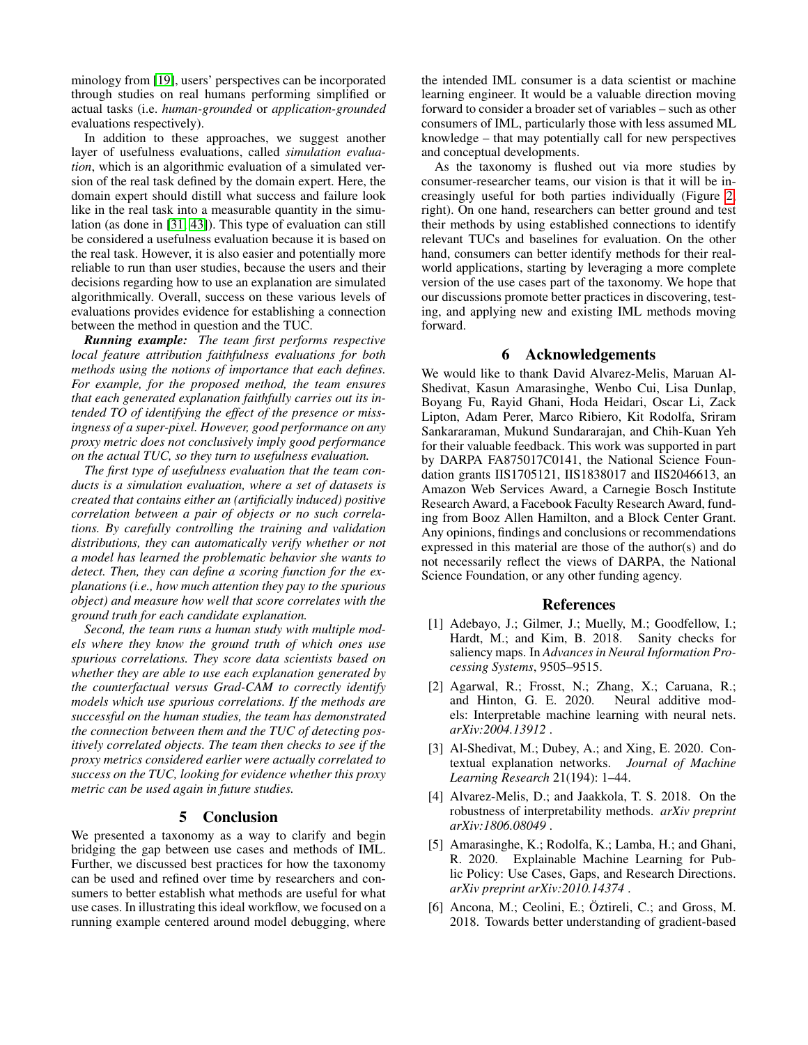minology from [19], users' perspectives can be incorporated through studies on real humans performing simplified or actual tasks (i.e. *human-grounded* or *application-grounded* evaluations respectively).

In addition to these approaches, we suggest another layer of usefulness evaluations, called *simulation evaluation*, which is an algorithmic evaluation of a simulated version of the real task defined by the domain expert. Here, the domain expert should distill what success and failure look like in the real task into a measurable quantity in the simulation (as done in [31, 43]). This type of evaluation can still be considered a usefulness evaluation because it is based on the real task. However, it is also easier and potentially more reliable to run than user studies, because the users and their decisions regarding how to use an explanation are simulated algorithmically. Overall, success on these various levels of evaluations provides evidence for establishing a connection between the method in question and the TUC.

***Running example:*** *The team first performs respective local feature attribution faithfulness evaluations for both methods using the notions of importance that each defines. For example, for the proposed method, the team ensures that each generated explanation faithfully carries out its intended TO of identifying the effect of the presence or missingness of a super-pixel. However, good performance on any proxy metric does not conclusively imply good performance on the actual TUC, so they turn to usefulness evaluation.*

*The first type of usefulness evaluation that the team conducts is a simulation evaluation, where a set of datasets is created that contains either an (artificially induced) positive correlation between a pair of objects or no such correlations. By carefully controlling the training and validation distributions, they can automatically verify whether or not a model has learned the problematic behavior she wants to detect. Then, they can define a scoring function for the explanations (i.e., how much attention they pay to the spurious object) and measure how well that score correlates with the ground truth for each candidate explanation.*

*Second, the team runs a human study with multiple models where they know the ground truth of which ones use spurious correlations. They score data scientists based on whether they are able to use each explanation generated by the counterfactual versus Grad-CAM to correctly identify models which use spurious correlations. If the methods are successful on the human studies, the team has demonstrated the connection between them and the TUC of detecting positively correlated objects. The team then checks to see if the proxy metrics considered earlier were actually correlated to success on the TUC, looking for evidence whether this proxy metric can be used again in future studies.*

## 5 Conclusion

We presented a taxonomy as a way to clarify and begin bridging the gap between use cases and methods of IML. Further, we discussed best practices for how the taxonomy can be used and refined over time by researchers and consumers to better establish what methods are useful for what use cases. In illustrating this ideal workflow, we focused on a running example centered around model debugging, where the intended IML consumer is a data scientist or machine learning engineer. It would be a valuable direction moving forward to consider a broader set of variables – such as other consumers of IML, particularly those with less assumed ML knowledge – that may potentially call for new perspectives and conceptual developments.

As the taxonomy is flushed out via more studies by consumer-researcher teams, our vision is that it will be increasingly useful for both parties individually (Figure 2, right). On one hand, researchers can better ground and test their methods by using established connections to identify relevant TUCs and baselines for evaluation. On the other hand, consumers can better identify methods for their real-world applications, starting by leveraging a more complete version of the use cases part of the taxonomy. We hope that our discussions promote better practices in discovering, testing, and applying new and existing IML methods moving forward.

## 6 Acknowledgements

We would like to thank David Alvarez-Melis, Maruan Al-Shedivat, Kasun Amarasinghe, Wenbo Cui, Lisa Dunlap, Boyang Fu, Rayid Ghani, Hoda Heidari, Oscar Li, Zack Lipton, Adam Perer, Marco Ribiero, Kit Rodolfa, Sriram Sankararaman, Mukund Sundararajan, and Chih-Kuan Yeh for their valuable feedback. This work was supported in part by DARPA FA875017C0141, the National Science Foundation grants IIS1705121, IIS1838017 and IIS2046613, an Amazon Web Services Award, a Carnegie Bosch Institute Research Award, a Facebook Faculty Research Award, funding from Booz Allen Hamilton, and a Block Center Grant. Any opinions, findings and conclusions or recommendations expressed in this material are those of the author(s) and do not necessarily reflect the views of DARPA, the National Science Foundation, or any other funding agency.

## References

[1] Adebayo, J.; Gilmer, J.; Muelly, M.; Goodfellow, I.; Hardt, M.; and Kim, B. 2018. Sanity checks for saliency maps. In *Advances in Neural Information Processing Systems*, 9505–9515.

[2] Agarwal, R.; Frosst, N.; Zhang, X.; Caruana, R.; and Hinton, G. E. 2020. Neural additive models: Interpretable machine learning with neural nets. *arXiv:2004.13912*.

[3] Al-Shedivat, M.; Dubey, A.; and Xing, E. 2020. Contextual explanation networks. *Journal of Machine Learning Research* 21(194): 1–44.

[4] Alvarez-Melis, D.; and Jaakkola, T. S. 2018. On the robustness of interpretability methods. *arXiv preprint arXiv:1806.08049*.

[5] Amarasinghe, K.; Rodolfa, K.; Lamba, H.; and Ghani, R. 2020. Explainable Machine Learning for Public Policy: Use Cases, Gaps, and Research Directions. *arXiv preprint arXiv:2010.14374*.

[6] Ancona, M.; Ceolini, E.; Öztireli, C.; and Gross, M. 2018. Towards better understanding of gradient-based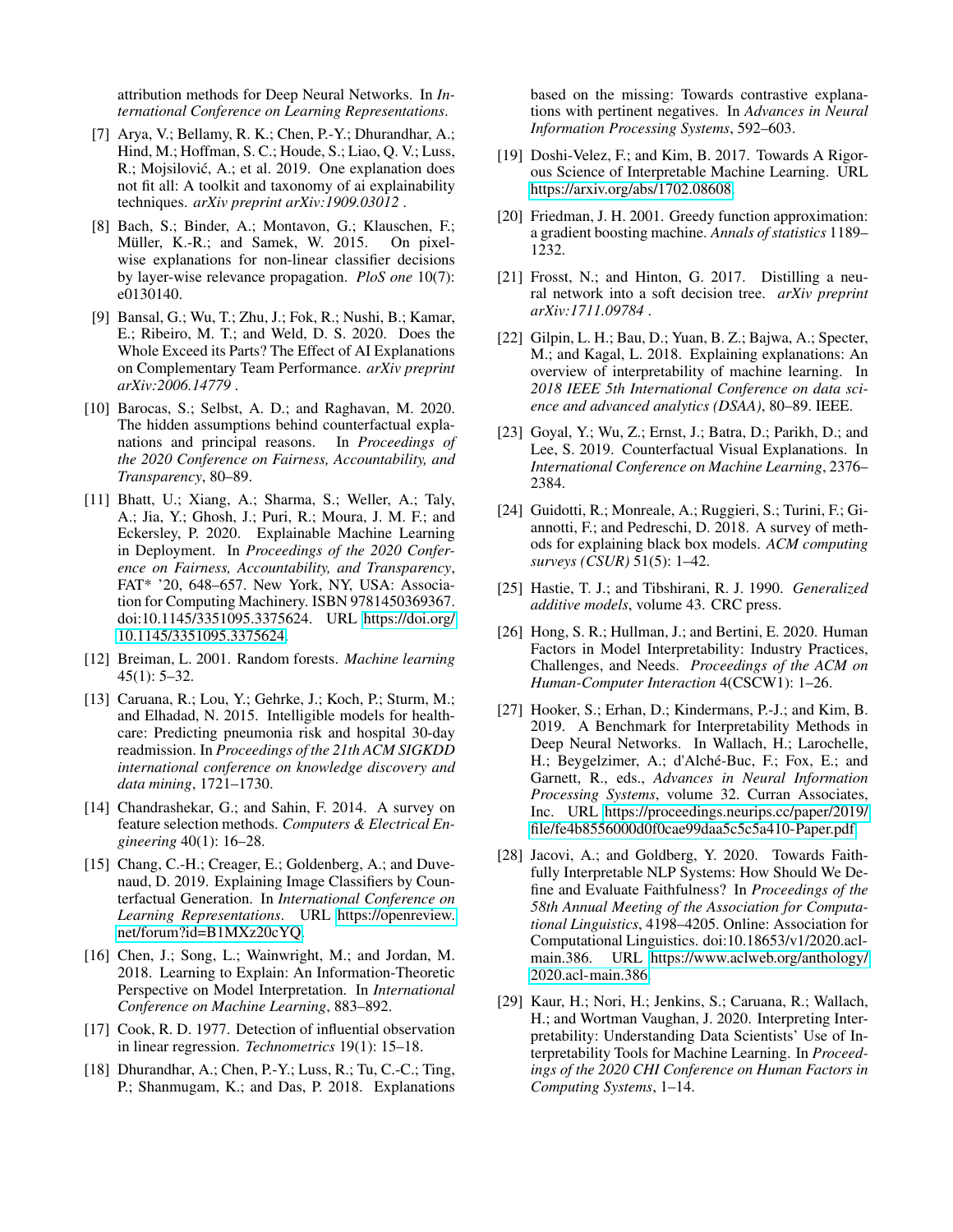attribution methods for Deep Neural Networks. In *International Conference on Learning Representations*.

[7] Arya, V.; Bellamy, R. K.; Chen, P.-Y.; Dhurandhar, A.; Hind, M.; Hoffman, S. C.; Houde, S.; Liao, Q. V.; Luss, R.; Mojsilović, A.; et al. 2019. One explanation does not fit all: A toolkit and taxonomy of ai explainability techniques. *arXiv preprint arXiv:1909.03012* .

[8] Bach, S.; Binder, A.; Montavon, G.; Klauschen, F.; Müller, K.-R.; and Samek, W. 2015. On pixel-wise explanations for non-linear classifier decisions by layer-wise relevance propagation. *PloS one* 10(7): e0130140.

[9] Bansal, G.; Wu, T.; Zhu, J.; Fok, R.; Nushi, B.; Kamar, E.; Ribeiro, M. T.; and Weld, D. S. 2020. Does the Whole Exceed its Parts? The Effect of AI Explanations on Complementary Team Performance. *arXiv preprint arXiv:2006.14779* .

[10] Barocas, S.; Selbst, A. D.; and Raghavan, M. 2020. The hidden assumptions behind counterfactual explanations and principal reasons. In *Proceedings of the 2020 Conference on Fairness, Accountability, and Transparency*, 80–89.

[11] Bhatt, U.; Xiang, A.; Sharma, S.; Weller, A.; Taly, A.; Jia, Y.; Ghosh, J.; Puri, R.; Moura, J. M. F.; and Eckersley, P. 2020. Explainable Machine Learning in Deployment. In *Proceedings of the 2020 Conference on Fairness, Accountability, and Transparency*, FAT* '20, 648–657. New York, NY, USA: Association for Computing Machinery. ISBN 9781450369367. doi:10.1145/3351095.3375624. URL https://doi.org/10.1145/3351095.3375624.

[12] Breiman, L. 2001. Random forests. *Machine learning* 45(1): 5–32.

[13] Caruana, R.; Lou, Y.; Gehrke, J.; Koch, P.; Sturm, M.; and Elhadad, N. 2015. Intelligible models for healthcare: Predicting pneumonia risk and hospital 30-day readmission. In *Proceedings of the 21th ACM SIGKDD international conference on knowledge discovery and data mining*, 1721–1730.

[14] Chandrashekar, G.; and Sahin, F. 2014. A survey on feature selection methods. *Computers & Electrical Engineering* 40(1): 16–28.

[15] Chang, C.-H.; Creager, E.; Goldenberg, A.; and Duvenaud, D. 2019. Explaining Image Classifiers by Counterfactual Generation. In *International Conference on Learning Representations*. URL https://openreview.net/forum?id=B1MXz20cYQ.

[16] Chen, J.; Song, L.; Wainwright, M.; and Jordan, M. 2018. Learning to Explain: An Information-Theoretic Perspective on Model Interpretation. In *International Conference on Machine Learning*, 883–892.

[17] Cook, R. D. 1977. Detection of influential observation in linear regression. *Technometrics* 19(1): 15–18.

[18] Dhurandhar, A.; Chen, P.-Y.; Luss, R.; Tu, C.-C.; Ting, P.; Shanmugam, K.; and Das, P. 2018. Explanations based on the missing: Towards contrastive explanations with pertinent negatives. In *Advances in Neural Information Processing Systems*, 592–603.

[19] Doshi-Velez, F.; and Kim, B. 2017. Towards A Rigorous Science of Interpretable Machine Learning. URL https://arxiv.org/abs/1702.08608.

[20] Friedman, J. H. 2001. Greedy function approximation: a gradient boosting machine. *Annals of statistics* 1189–1232.

[21] Frosst, N.; and Hinton, G. 2017. Distilling a neural network into a soft decision tree. *arXiv preprint arXiv:1711.09784* .

[22] Gilpin, L. H.; Bau, D.; Yuan, B. Z.; Bajwa, A.; Specter, M.; and Kagal, L. 2018. Explaining explanations: An overview of interpretability of machine learning. In *2018 IEEE 5th International Conference on data science and advanced analytics (DSAA)*, 80–89. IEEE.

[23] Goyal, Y.; Wu, Z.; Ernst, J.; Batra, D.; Parikh, D.; and Lee, S. 2019. Counterfactual Visual Explanations. In *International Conference on Machine Learning*, 2376–2384.

[24] Guidotti, R.; Monreale, A.; Ruggieri, S.; Turini, F.; Giannotti, F.; and Pedreschi, D. 2018. A survey of methods for explaining black box models. *ACM computing surveys (CSUR)* 51(5): 1–42.

[25] Hastie, T. J.; and Tibshirani, R. J. 1990. *Generalized additive models*, volume 43. CRC press.

[26] Hong, S. R.; Hullman, J.; and Bertini, E. 2020. Human Factors in Model Interpretability: Industry Practices, Challenges, and Needs. *Proceedings of the ACM on Human-Computer Interaction* 4(CSCW1): 1–26.

[27] Hooker, S.; Erhan, D.; Kindermans, P.-J.; and Kim, B. 2019. A Benchmark for Interpretability Methods in Deep Neural Networks. In Wallach, H.; Larochelle, H.; Beygelzimer, A.; d'Alché-Buc, F.; Fox, E.; and Garnett, R., eds., *Advances in Neural Information Processing Systems*, volume 32. Curran Associates, Inc. URL https://proceedings.neurips.cc/paper/2019/file/fe4b8556000d0f0cae99daa5c5c5a410-Paper.pdf.

[28] Jacovi, A.; and Goldberg, Y. 2020. Towards Faithfully Interpretable NLP Systems: How Should We Define and Evaluate Faithfulness? In *Proceedings of the 58th Annual Meeting of the Association for Computational Linguistics*, 4198–4205. Online: Association for Computational Linguistics. doi:10.18653/v1/2020.acl-main.386. URL https://www.aclweb.org/anthology/2020.acl-main.386.

[29] Kaur, H.; Nori, H.; Jenkins, S.; Caruana, R.; Wallach, H.; and Wortman Vaughan, J. 2020. Interpreting Interpretability: Understanding Data Scientists' Use of Interpretability Tools for Machine Learning. In *Proceedings of the 2020 CHI Conference on Human Factors in Computing Systems*, 1–14.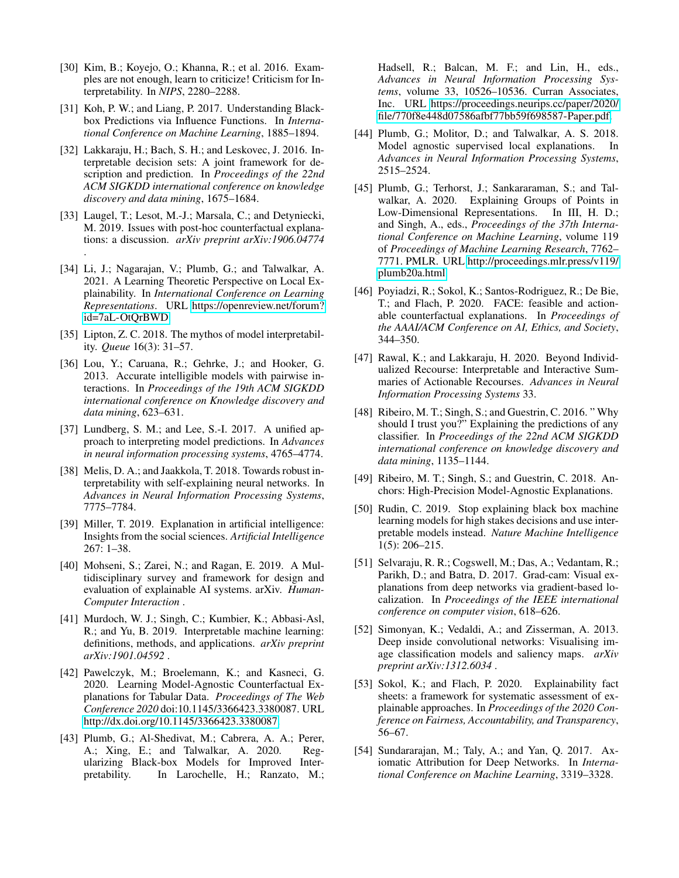[30] Kim, B.; Koyejo, O.; Khanna, R.; et al. 2016. Examples are not enough, learn to criticize! Criticism for Interpretability. In *NIPS*, 2280–2288.

[31] Koh, P. W.; and Liang, P. 2017. Understanding Black-box Predictions via Influence Functions. In *International Conference on Machine Learning*, 1885–1894.

[32] Lakkaraju, H.; Bach, S. H.; and Leskovec, J. 2016. Interpretable decision sets: A joint framework for description and prediction. In *Proceedings of the 22nd ACM SIGKDD international conference on knowledge discovery and data mining*, 1675–1684.

[33] Laugel, T.; Lesot, M.-J.; Marsala, C.; and Detyniecki, M. 2019. Issues with post-hoc counterfactual explanations: a discussion. *arXiv preprint arXiv:1906.04774* .

[34] Li, J.; Nagarajan, V.; Plumb, G.; and Talwalkar, A. 2021. A Learning Theoretic Perspective on Local Explainability. In *International Conference on Learning Representations*. URL https://openreview.net/forum?id=7aL-OtQrBWD.

[35] Lipton, Z. C. 2018. The mythos of model interpretability. *Queue* 16(3): 31–57.

[36] Lou, Y.; Caruana, R.; Gehrke, J.; and Hooker, G. 2013. Accurate intelligible models with pairwise interactions. In *Proceedings of the 19th ACM SIGKDD international conference on Knowledge discovery and data mining*, 623–631.

[37] Lundberg, S. M.; and Lee, S.-I. 2017. A unified approach to interpreting model predictions. In *Advances in neural information processing systems*, 4765–4774.

[38] Melis, D. A.; and Jaakkola, T. 2018. Towards robust interpretability with self-explaining neural networks. In *Advances in Neural Information Processing Systems*, 7775–7784.

[39] Miller, T. 2019. Explanation in artificial intelligence: Insights from the social sciences. *Artificial Intelligence* 267: 1–38.

[40] Mohseni, S.; Zarei, N.; and Ragan, E. 2019. A Multidisciplinary survey and framework for design and evaluation of explainable AI systems. arXiv. *Human-Computer Interaction* .

[41] Murdoch, W. J.; Singh, C.; Kumbier, K.; Abbasi-Asl, R.; and Yu, B. 2019. Interpretable machine learning: definitions, methods, and applications. *arXiv preprint arXiv:1901.04592* .

[42] Pawelczyk, M.; Broelemann, K.; and Kasneci, G. 2020. Learning Model-Agnostic Counterfactual Explanations for Tabular Data. *Proceedings of The Web Conference 2020* doi:10.1145/3366423.3380087. URL http://dx.doi.org/10.1145/3366423.3380087.

[43] Plumb, G.; Al-Shedivat, M.; Cabrera, A. A.; Perer, A.; Xing, E.; and Talwalkar, A. 2020. Regularizing Black-box Models for Improved Interpretability. In Larochelle, H.; Ranzato, M.; Hadsell, R.; Balcan, M. F.; and Lin, H., eds., *Advances in Neural Information Processing Systems*, volume 33, 10526–10536. Curran Associates, Inc. URL https://proceedings.neurips.cc/paper/2020/file/770f8e448d07586afbf77bb59f698587-Paper.pdf.

[44] Plumb, G.; Molitor, D.; and Talwalkar, A. S. 2018. Model agnostic supervised local explanations. In *Advances in Neural Information Processing Systems*, 2515–2524.

[45] Plumb, G.; Terhorst, J.; Sankararaman, S.; and Talwalkar, A. 2020. Explaining Groups of Points in Low-Dimensional Representations. In III, H. D.; and Singh, A., eds., *Proceedings of the 37th International Conference on Machine Learning*, volume 119 of *Proceedings of Machine Learning Research*, 7762–7771. PMLR. URL http://proceedings.mlr.press/v119/plumb20a.html.

[46] Poyiadzi, R.; Sokol, K.; Santos-Rodriguez, R.; De Bie, T.; and Flach, P. 2020. FACE: feasible and actionable counterfactual explanations. In *Proceedings of the AAAI/ACM Conference on AI, Ethics, and Society*, 344–350.

[47] Rawal, K.; and Lakkaraju, H. 2020. Beyond Individualized Recourse: Interpretable and Interactive Summaries of Actionable Recourses. *Advances in Neural Information Processing Systems* 33.

[48] Ribeiro, M. T.; Singh, S.; and Guestrin, C. 2016. " Why should I trust you?" Explaining the predictions of any classifier. In *Proceedings of the 22nd ACM SIGKDD international conference on knowledge discovery and data mining*, 1135–1144.

[49] Ribeiro, M. T.; Singh, S.; and Guestrin, C. 2018. Anchors: High-Precision Model-Agnostic Explanations.

[50] Rudin, C. 2019. Stop explaining black box machine learning models for high stakes decisions and use interpretable models instead. *Nature Machine Intelligence* 1(5): 206–215.

[51] Selvaraju, R. R.; Cogswell, M.; Das, A.; Vedantam, R.; Parikh, D.; and Batra, D. 2017. Grad-cam: Visual explanations from deep networks via gradient-based localization. In *Proceedings of the IEEE international conference on computer vision*, 618–626.

[52] Simonyan, K.; Vedaldi, A.; and Zisserman, A. 2013. Deep inside convolutional networks: Visualising image classification models and saliency maps. *arXiv preprint arXiv:1312.6034* .

[53] Sokol, K.; and Flach, P. 2020. Explainability fact sheets: a framework for systematic assessment of explainable approaches. In *Proceedings of the 2020 Conference on Fairness, Accountability, and Transparency*, 56–67.

[54] Sundararajan, M.; Taly, A.; and Yan, Q. 2017. Axiomatic Attribution for Deep Networks. In *International Conference on Machine Learning*, 3319–3328.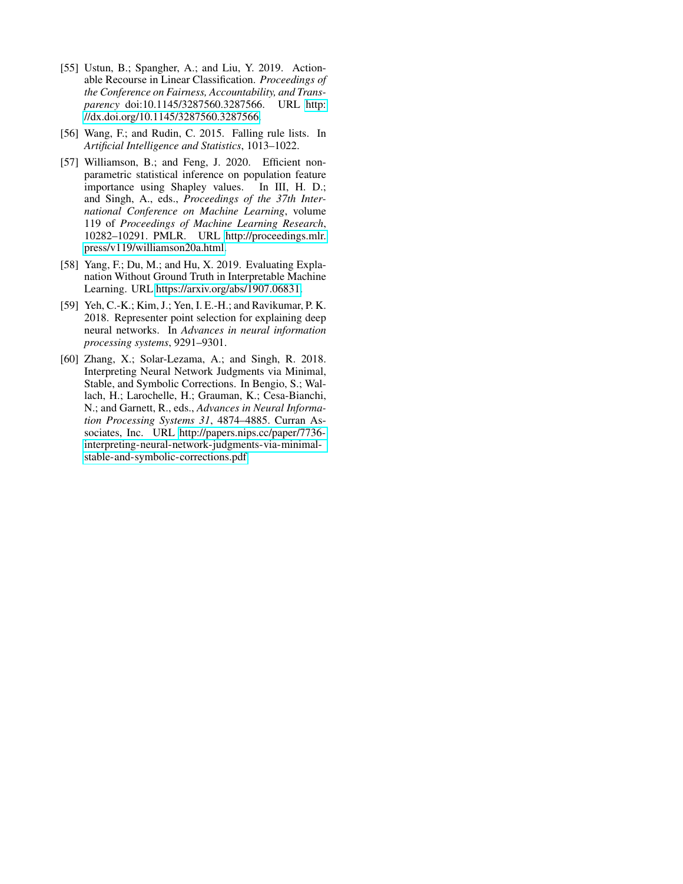[55] Ustun, B.; Spangher, A.; and Liu, Y. 2019. Actionable Recourse in Linear Classification. *Proceedings of the Conference on Fairness, Accountability, and Transparency* doi:10.1145/3287560.3287566. URL http://dx.doi.org/10.1145/3287560.3287566.

[56] Wang, F.; and Rudin, C. 2015. Falling rule lists. In *Artificial Intelligence and Statistics*, 1013–1022.

[57] Williamson, B.; and Feng, J. 2020. Efficient nonparametric statistical inference on population feature importance using Shapley values. In III, H. D.; and Singh, A., eds., *Proceedings of the 37th International Conference on Machine Learning*, volume 119 of *Proceedings of Machine Learning Research*, 10282–10291. PMLR. URL http://proceedings.mlr.press/v119/williamson20a.html.

[58] Yang, F.; Du, M.; and Hu, X. 2019. Evaluating Explanation Without Ground Truth in Interpretable Machine Learning. URL https://arxiv.org/abs/1907.06831.

[59] Yeh, C.-K.; Kim, J.; Yen, I. E.-H.; and Ravikumar, P. K. 2018. Representer point selection for explaining deep neural networks. In *Advances in neural information processing systems*, 9291–9301.

[60] Zhang, X.; Solar-Lezama, A.; and Singh, R. 2018. Interpreting Neural Network Judgments via Minimal, Stable, and Symbolic Corrections. In Bengio, S.; Wallach, H.; Larochelle, H.; Grauman, K.; Cesa-Bianchi, N.; and Garnett, R., eds., *Advances in Neural Information Processing Systems 31*, 4874–4885. Curran Associates, Inc. URL http://papers.nips.cc/paper/7736-interpreting-neural-network-judgments-via-minimal-stable-and-symbolic-corrections.pdf.